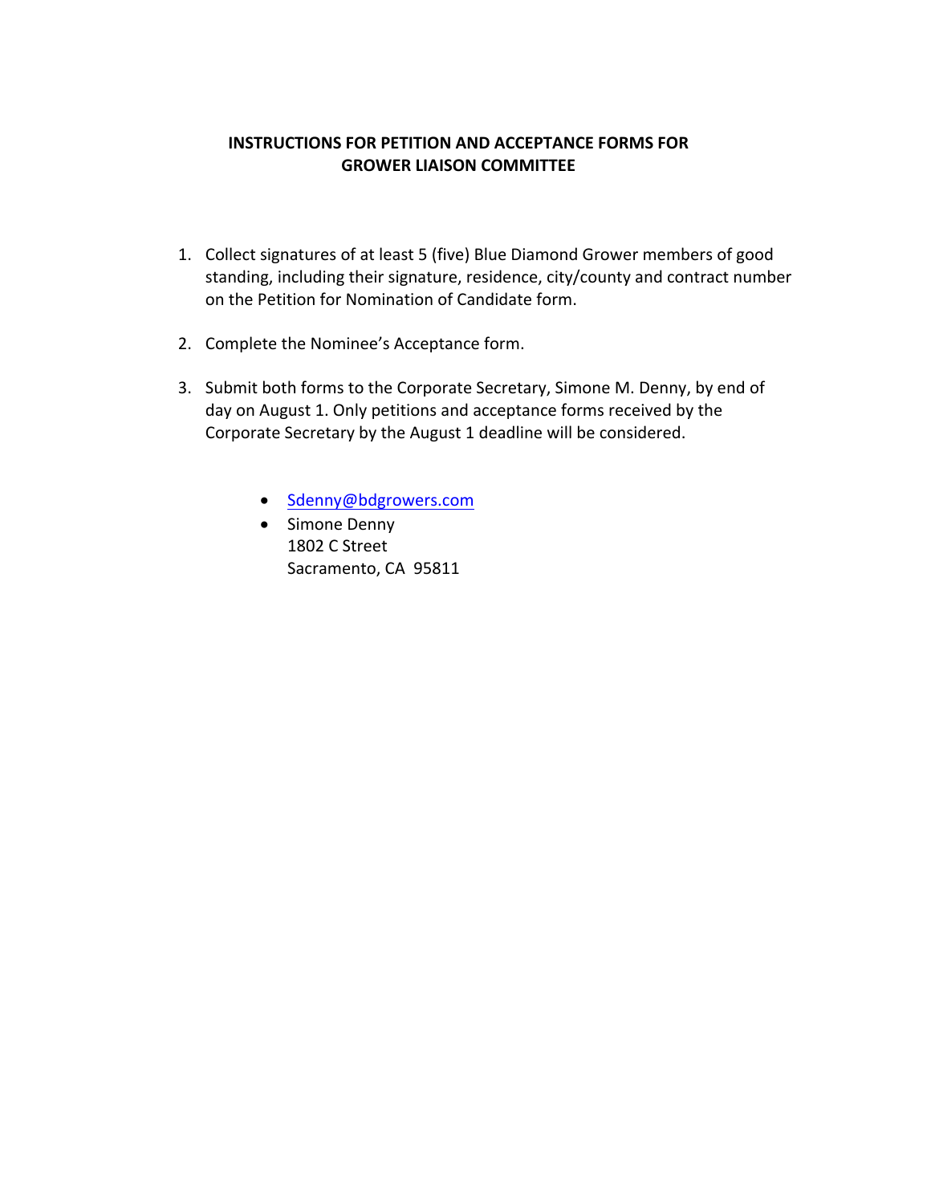# INSTRUCTIONS FOR PETITION AND ACCEPTANCE FORMS FOR GROWER LIAISON COMMITTEE

1. Collect signatures of at least 5 (five) Blue Diamond Grower members of good standing, including their signature, residence, city/county and contract number on the Petition for Nomination of Candidate form.

2. Complete the Nominee's Acceptance form.

3. Submit both forms to the Corporate Secretary, Simone M. Denny, by end of day on August 1. Only petitions and acceptance forms received by the Corporate Secretary by the August 1 deadline will be considered.

   - Sdenny@bdgrowers.com
   - Simone Denny
     1802 C Street
     Sacramento, CA 95811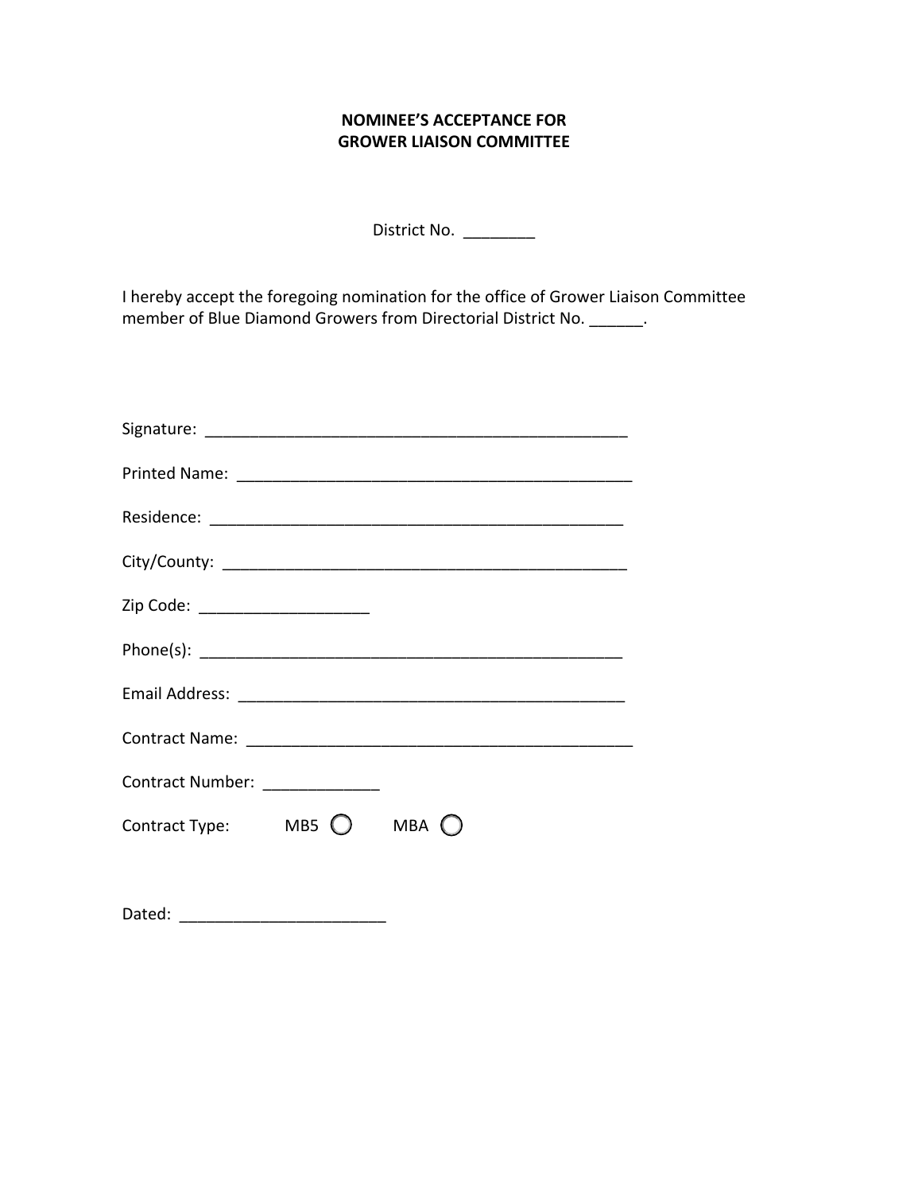**NOMINEE'S ACCEPTANCE FOR**
**GROWER LIAISON COMMITTEE**

District No. ________

I hereby accept the foregoing nomination for the office of Grower Liaison Committee member of Blue Diamond Growers from Directorial District No. ______.

Signature: _________________________________________________

Printed Name: _____________________________________________

Residence: ________________________________________________

City/County: ______________________________________________

Zip Code: ___________________

Phone(s): _________________________________________________

Email Address: ____________________________________________

Contract Name: ____________________________________________

Contract Number: _____________

Contract Type: MB5 ◯ MBA ◯

Dated: _______________________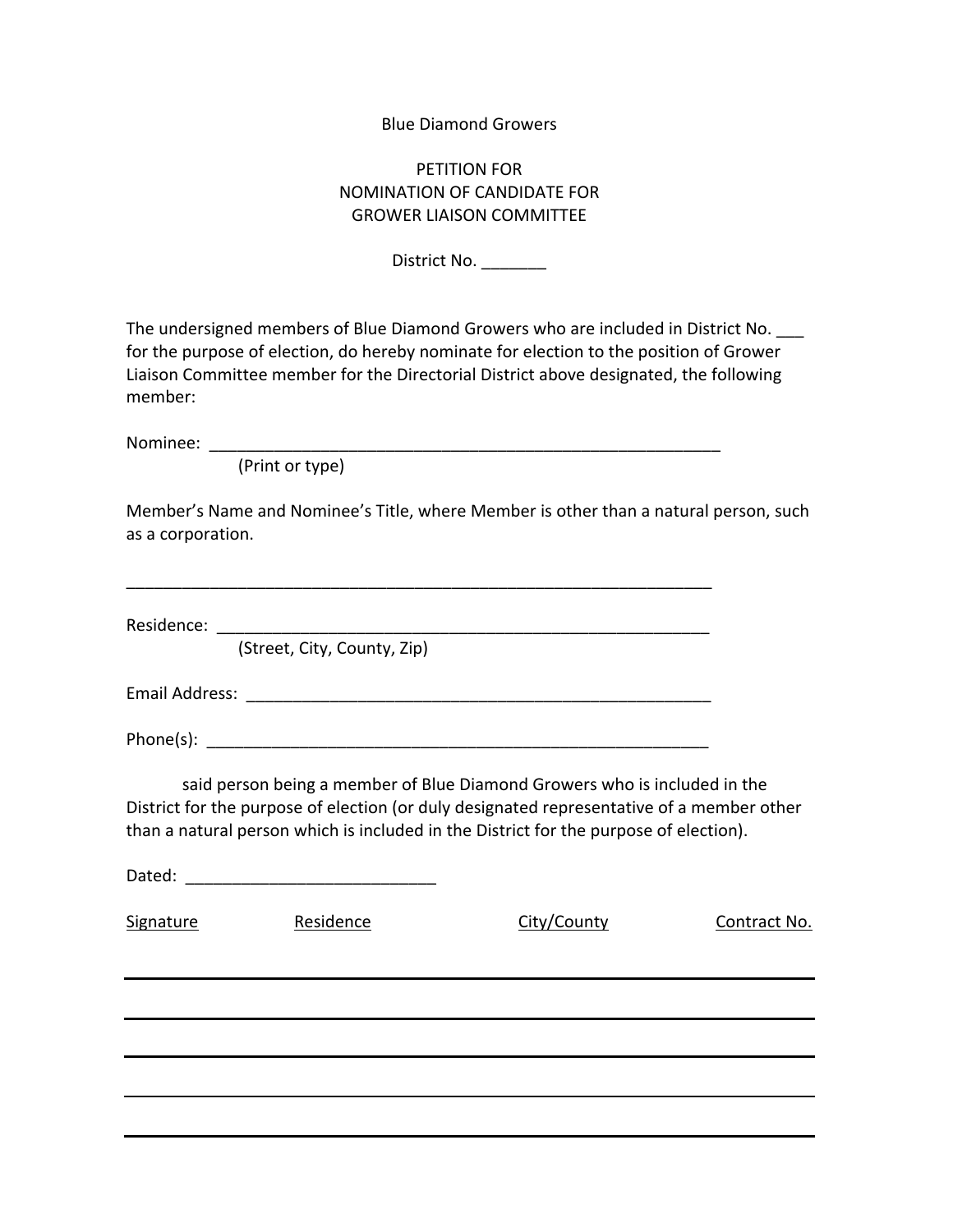Blue Diamond Growers

PETITION FOR
NOMINATION OF CANDIDATE FOR
GROWER LIAISON COMMITTEE

District No. _______

The undersigned members of Blue Diamond Growers who are included in District No. ___ for the purpose of election, do hereby nominate for election to the position of Grower Liaison Committee member for the Directorial District above designated, the following member:

Nominee: ___________________________________________________________
(Print or type)

Member's Name and Nominee's Title, where Member is other than a natural person, such as a corporation.

_________________________________________________________________

Residence: ______________________________________________________
(Street, City, County, Zip)

Email Address: ___________________________________________________

Phone(s): _______________________________________________________

said person being a member of Blue Diamond Growers who is included in the District for the purpose of election (or duly designated representative of a member other than a natural person which is included in the District for the purpose of election).

Dated: ___________________________

| Signature | Residence | City/County | Contract No. |
| --- | --- | --- | --- |
| | | | |
| | | | |
| | | | |
| | | | |
| | | | |